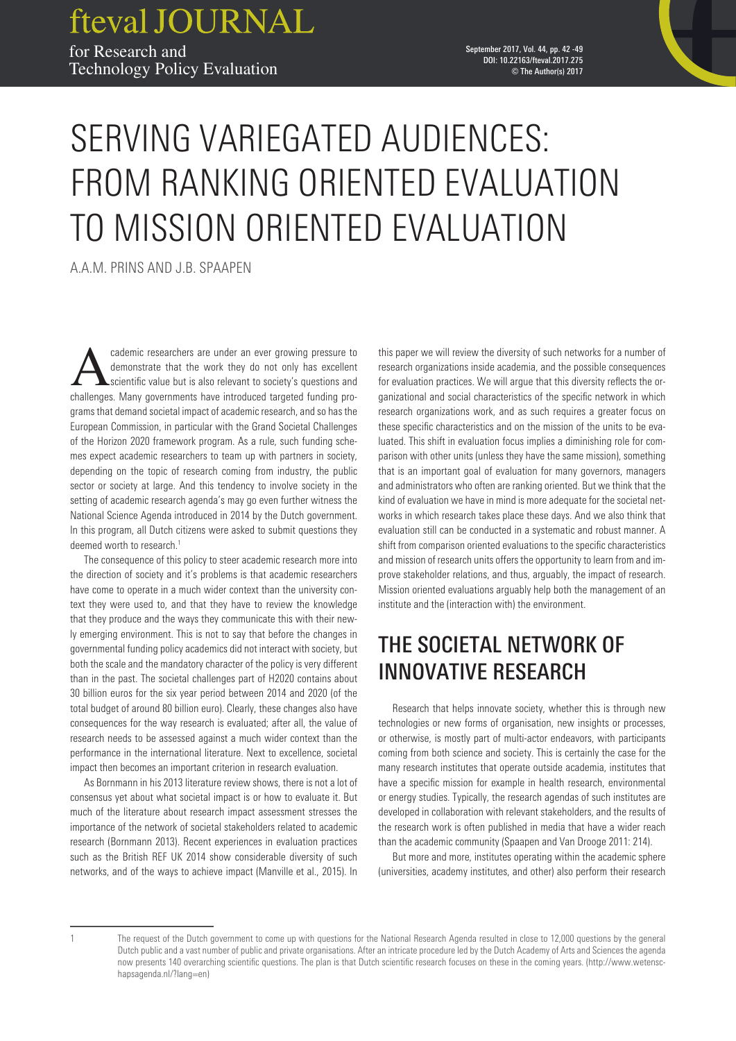# SERVING VARIEGATED AUDIENCES: FROM RANKING ORIENTED EVALUATION TO MISSION ORIENTED EVALUATION

A.A.M. PRINS AND J.B. SPAAPEN

Academic researchers are under an ever growing pressure to demonstrate that the work they do not only has excellent scientific value but is also relevant to society's questions and challenges. Many governments have introduced targeted funding programs that demand societal impact of academic research, and so has the European Commission, in particular with the Grand Societal Challenges of the Horizon 2020 framework program. As a rule, such funding schemes expect academic researchers to team up with partners in society, depending on the topic of research coming from industry, the public sector or society at large. And this tendency to involve society in the setting of academic research agenda's may go even further witness the National Science Agenda introduced in 2014 by the Dutch government. In this program, all Dutch citizens were asked to submit questions they deemed worth to research.[1]

The consequence of this policy to steer academic research more into the direction of society and it's problems is that academic researchers have come to operate in a much wider context than the university context they were used to, and that they have to review the knowledge that they produce and the ways they communicate this with their newly emerging environment. This is not to say that before the changes in governmental funding policy academics did not interact with society, but both the scale and the mandatory character of the policy is very different than in the past. The societal challenges part of H2020 contains about 30 billion euros for the six year period between 2014 and 2020 (of the total budget of around 80 billion euro). Clearly, these changes also have consequences for the way research is evaluated; after all, the value of research needs to be assessed against a much wider context than the performance in the international literature. Next to excellence, societal impact then becomes an important criterion in research evaluation.

As Bornmann in his 2013 literature review shows, there is not a lot of consensus yet about what societal impact is or how to evaluate it. But much of the literature about research impact assessment stresses the importance of the network of societal stakeholders related to academic research (Bornmann 2013). Recent experiences in evaluation practices such as the British REF UK 2014 show considerable diversity of such networks, and of the ways to achieve impact (Manville et al., 2015). In this paper we will review the diversity of such networks for a number of research organizations inside academia, and the possible consequences for evaluation practices. We will argue that this diversity reflects the organizational and social characteristics of the specific network in which research organizations work, and as such requires a greater focus on these specific characteristics and on the mission of the units to be evaluated. This shift in evaluation focus implies a diminishing role for comparison with other units (unless they have the same mission), something that is an important goal of evaluation for many governors, managers and administrators who often are ranking oriented. But we think that the kind of evaluation we have in mind is more adequate for the societal networks in which research takes place these days. And we also think that evaluation still can be conducted in a systematic and robust manner. A shift from comparison oriented evaluations to the specific characteristics and mission of research units offers the opportunity to learn from and improve stakeholder relations, and thus, arguably, the impact of research. Mission oriented evaluations arguably help both the management of an institute and the (interaction with) the environment.

## THE SOCIETAL NETWORK OF INNOVATIVE RESEARCH

Research that helps innovate society, whether this is through new technologies or new forms of organisation, new insights or processes, or otherwise, is mostly part of multi-actor endeavors, with participants coming from both science and society. This is certainly the case for the many research institutes that operate outside academia, institutes that have a specific mission for example in health research, environmental or energy studies. Typically, the research agendas of such institutes are developed in collaboration with relevant stakeholders, and the results of the research work is often published in media that have a wider reach than the academic community (Spaapen and Van Drooge 2011: 214).

But more and more, institutes operating within the academic sphere (universities, academy institutes, and other) also perform their research

[1] The request of the Dutch government to come up with questions for the National Research Agenda resulted in close to 12,000 questions by the general Dutch public and a vast number of public and private organisations. After an intricate procedure led by the Dutch Academy of Arts and Sciences the agenda now presents 140 overarching scientific questions. The plan is that Dutch scientific research focuses on these in the coming years. (http://www.wetenschapsagenda.nl/?lang=en)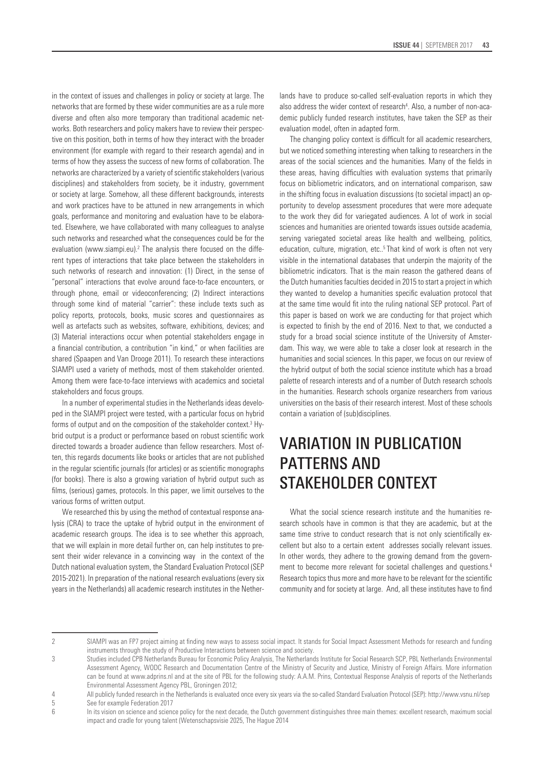in the context of issues and challenges in policy or society at large. The networks that are formed by these wider communities are as a rule more diverse and often also more temporary than traditional academic networks. Both researchers and policy makers have to review their perspective on this position, both in terms of how they interact with the broader environment (for example with regard to their research agenda) and in terms of how they assess the success of new forms of collaboration. The networks are characterized by a variety of scientific stakeholders (various disciplines) and stakeholders from society, be it industry, government or society at large. Somehow, all these different backgrounds, interests and work practices have to be attuned in new arrangements in which goals, performance and monitoring and evaluation have to be elaborated. Elsewhere, we have collaborated with many colleagues to analyse such networks and researched what the consequences could be for the evaluation (www.siampi.eu).[2] The analysis there focused on the different types of interactions that take place between the stakeholders in such networks of research and innovation: (1) Direct, in the sense of "personal" interactions that evolve around face-to-face encounters, or through phone, email or videoconferencing; (2) Indirect interactions through some kind of material "carrier": these include texts such as policy reports, protocols, books, music scores and questionnaires as well as artefacts such as websites, software, exhibitions, devices; and (3) Material interactions occur when potential stakeholders engage in a financial contribution, a contribution "in kind," or when facilities are shared (Spaapen and Van Drooge 2011). To research these interactions SIAMPI used a variety of methods, most of them stakeholder oriented. Among them were face-to-face interviews with academics and societal stakeholders and focus groups.

In a number of experimental studies in the Netherlands ideas developed in the SIAMPI project were tested, with a particular focus on hybrid forms of output and on the composition of the stakeholder context.[3] Hybrid output is a product or performance based on robust scientific work directed towards a broader audience than fellow researchers. Most often, this regards documents like books or articles that are not published in the regular scientific journals (for articles) or as scientific monographs (for books). There is also a growing variation of hybrid output such as films, (serious) games, protocols. In this paper, we limit ourselves to the various forms of written output.

We researched this by using the method of contextual response analysis (CRA) to trace the uptake of hybrid output in the environment of academic research groups. The idea is to see whether this approach, that we will explain in more detail further on, can help institutes to present their wider relevance in a convincing way in the context of the Dutch national evaluation system, the Standard Evaluation Protocol (SEP 2015-2021). In preparation of the national research evaluations (every six years in the Netherlands) all academic research institutes in the Netherlands have to produce so-called self-evaluation reports in which they also address the wider context of research[4]. Also, a number of non-academic publicly funded research institutes, have taken the SEP as their evaluation model, often in adapted form.

The changing policy context is difficult for all academic researchers, but we noticed something interesting when talking to researchers in the areas of the social sciences and the humanities. Many of the fields in these areas, having difficulties with evaluation systems that primarily focus on bibliometric indicators, and on international comparison, saw in the shifting focus in evaluation discussions (to societal impact) an opportunity to develop assessment procedures that were more adequate to the work they did for variegated audiences. A lot of work in social sciences and humanities are oriented towards issues outside academia, serving variegated societal areas like health and wellbeing, politics, education, culture, migration, etc..[5] That kind of work is often not very visible in the international databases that underpin the majority of the bibliometric indicators. That is the main reason the gathered deans of the Dutch humanities faculties decided in 2015 to start a project in which they wanted to develop a humanities specific evaluation protocol that at the same time would fit into the ruling national SEP protocol. Part of this paper is based on work we are conducting for that project which is expected to finish by the end of 2016. Next to that, we conducted a study for a broad social science institute of the University of Amsterdam. This way, we were able to take a closer look at research in the humanities and social sciences. In this paper, we focus on our review of the hybrid output of both the social science institute which has a broad palette of research interests and of a number of Dutch research schools in the humanities. Research schools organize researchers from various universities on the basis of their research interest. Most of these schools contain a variation of (sub)disciplines.

## VARIATION IN PUBLICATION PATTERNS AND STAKEHOLDER CONTEXT

What the social science research institute and the humanities research schools have in common is that they are academic, but at the same time strive to conduct research that is not only scientifically excellent but also to a certain extent addresses socially relevant issues. In other words, they adhere to the growing demand from the government to become more relevant for societal challenges and questions.[6] Research topics thus more and more have to be relevant for the scientific community and for society at large. And, all these institutes have to find

---

2 SIAMPI was an FP7 project aiming at finding new ways to assess social impact. It stands for Social Impact Assessment Methods for research and funding instruments through the study of Productive Interactions between science and society.

3 Studies included CPB Netherlands Bureau for Economic Policy Analysis, The Netherlands Institute for Social Research SCP, PBL Netherlands Environmental Assessment Agency, WODC Research and Documentation Centre of the Ministry of Security and Justice, Ministry of Foreign Affairs. More information can be found at www.adprins.nl and at the site of PBL for the following study: A.A.M. Prins, Contextual Response Analysis of reports of the Netherlands Environmental Assessment Agency PBL, Groningen 2012;

4 All publicly funded research in the Netherlands is evaluated once every six years via the so-called Standard Evaluation Protocol (SEP): http://www.vsnu.nl/sep

5 See for example Federation 2017

6 In its vision on science and science policy for the next decade, the Dutch government distinguishes three main themes: excellent research, maximum social impact and cradle for young talent (Wetenschapsvisie 2025, The Hague 2014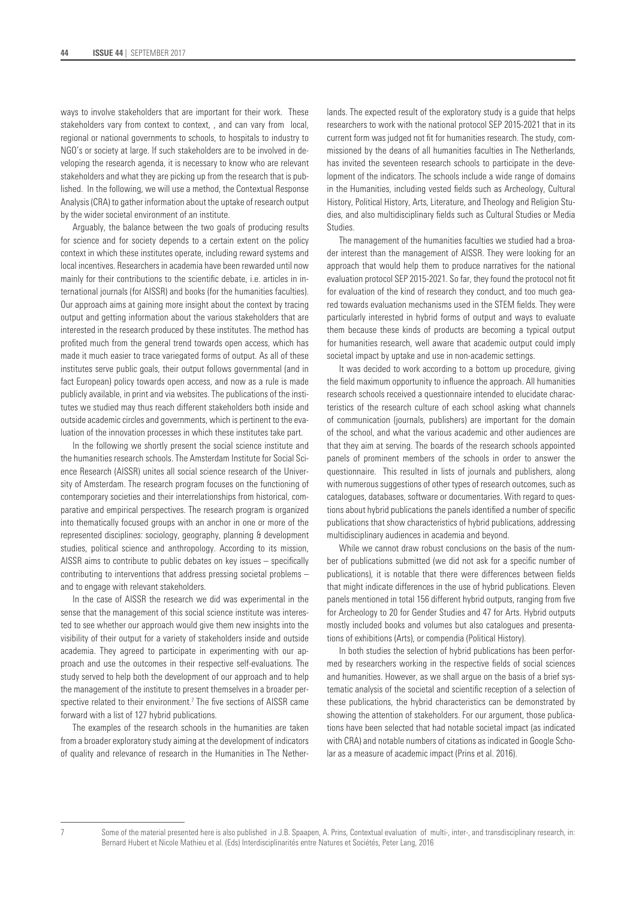ways to involve stakeholders that are important for their work. These stakeholders vary from context to context, , and can vary from local, regional or national governments to schools, to hospitals to industry to NGO's or society at large. If such stakeholders are to be involved in developing the research agenda, it is necessary to know who are relevant stakeholders and what they are picking up from the research that is published. In the following, we will use a method, the Contextual Response Analysis (CRA) to gather information about the uptake of research output by the wider societal environment of an institute.

Arguably, the balance between the two goals of producing results for science and for society depends to a certain extent on the policy context in which these institutes operate, including reward systems and local incentives. Researchers in academia have been rewarded until now mainly for their contributions to the scientific debate, i.e. articles in international journals (for AISSR) and books (for the humanities faculties). Our approach aims at gaining more insight about the context by tracing output and getting information about the various stakeholders that are interested in the research produced by these institutes. The method has profited much from the general trend towards open access, which has made it much easier to trace variegated forms of output. As all of these institutes serve public goals, their output follows governmental (and in fact European) policy towards open access, and now as a rule is made publicly available, in print and via websites. The publications of the institutes we studied may thus reach different stakeholders both inside and outside academic circles and governments, which is pertinent to the evaluation of the innovation processes in which these institutes take part.

In the following we shortly present the social science institute and the humanities research schools. The Amsterdam Institute for Social Science Research (AISSR) unites all social science research of the University of Amsterdam. The research program focuses on the functioning of contemporary societies and their interrelationships from historical, comparative and empirical perspectives. The research program is organized into thematically focused groups with an anchor in one or more of the represented disciplines: sociology, geography, planning & development studies, political science and anthropology. According to its mission, AISSR aims to contribute to public debates on key issues – specifically contributing to interventions that address pressing societal problems – and to engage with relevant stakeholders.

In the case of AISSR the research we did was experimental in the sense that the management of this social science institute was interested to see whether our approach would give them new insights into the visibility of their output for a variety of stakeholders inside and outside academia. They agreed to participate in experimenting with our approach and use the outcomes in their respective self-evaluations. The study served to help both the development of our approach and to help the management of the institute to present themselves in a broader perspective related to their environment.[7] The five sections of AISSR came forward with a list of 127 hybrid publications.

The examples of the research schools in the humanities are taken from a broader exploratory study aiming at the development of indicators of quality and relevance of research in the Humanities in The Netherlands. The expected result of the exploratory study is a guide that helps researchers to work with the national protocol SEP 2015-2021 that in its current form was judged not fit for humanities research. The study, commissioned by the deans of all humanities faculties in The Netherlands, has invited the seventeen research schools to participate in the development of the indicators. The schools include a wide range of domains in the Humanities, including vested fields such as Archeology, Cultural History, Political History, Arts, Literature, and Theology and Religion Studies, and also multidisciplinary fields such as Cultural Studies or Media Studies.

The management of the humanities faculties we studied had a broader interest than the management of AISSR. They were looking for an approach that would help them to produce narratives for the national evaluation protocol SEP 2015-2021. So far, they found the protocol not fit for evaluation of the kind of research they conduct, and too much geared towards evaluation mechanisms used in the STEM fields. They were particularly interested in hybrid forms of output and ways to evaluate them because these kinds of products are becoming a typical output for humanities research, well aware that academic output could imply societal impact by uptake and use in non-academic settings.

It was decided to work according to a bottom up procedure, giving the field maximum opportunity to influence the approach. All humanities research schools received a questionnaire intended to elucidate characteristics of the research culture of each school asking what channels of communication (journals, publishers) are important for the domain of the school, and what the various academic and other audiences are that they aim at serving. The boards of the research schools appointed panels of prominent members of the schools in order to answer the questionnaire. This resulted in lists of journals and publishers, along with numerous suggestions of other types of research outcomes, such as catalogues, databases, software or documentaries. With regard to questions about hybrid publications the panels identified a number of specific publications that show characteristics of hybrid publications, addressing multidisciplinary audiences in academia and beyond.

While we cannot draw robust conclusions on the basis of the number of publications submitted (we did not ask for a specific number of publications), it is notable that there were differences between fields that might indicate differences in the use of hybrid publications. Eleven panels mentioned in total 156 different hybrid outputs, ranging from five for Archeology to 20 for Gender Studies and 47 for Arts. Hybrid outputs mostly included books and volumes but also catalogues and presentations of exhibitions (Arts), or compendia (Political History).

In both studies the selection of hybrid publications has been performed by researchers working in the respective fields of social sciences and humanities. However, as we shall argue on the basis of a brief systematic analysis of the societal and scientific reception of a selection of these publications, the hybrid characteristics can be demonstrated by showing the attention of stakeholders. For our argument, those publications have been selected that had notable societal impact (as indicated with CRA) and notable numbers of citations as indicated in Google Scholar as a measure of academic impact (Prins et al. 2016).

[7] Some of the material presented here is also published in J.B. Spaapen, A. Prins, Contextual evaluation of multi-, inter-, and transdisciplinary research, in: Bernard Hubert et Nicole Mathieu et al. (Eds) Interdisciplinarités entre Natures et Sociétés, Peter Lang, 2016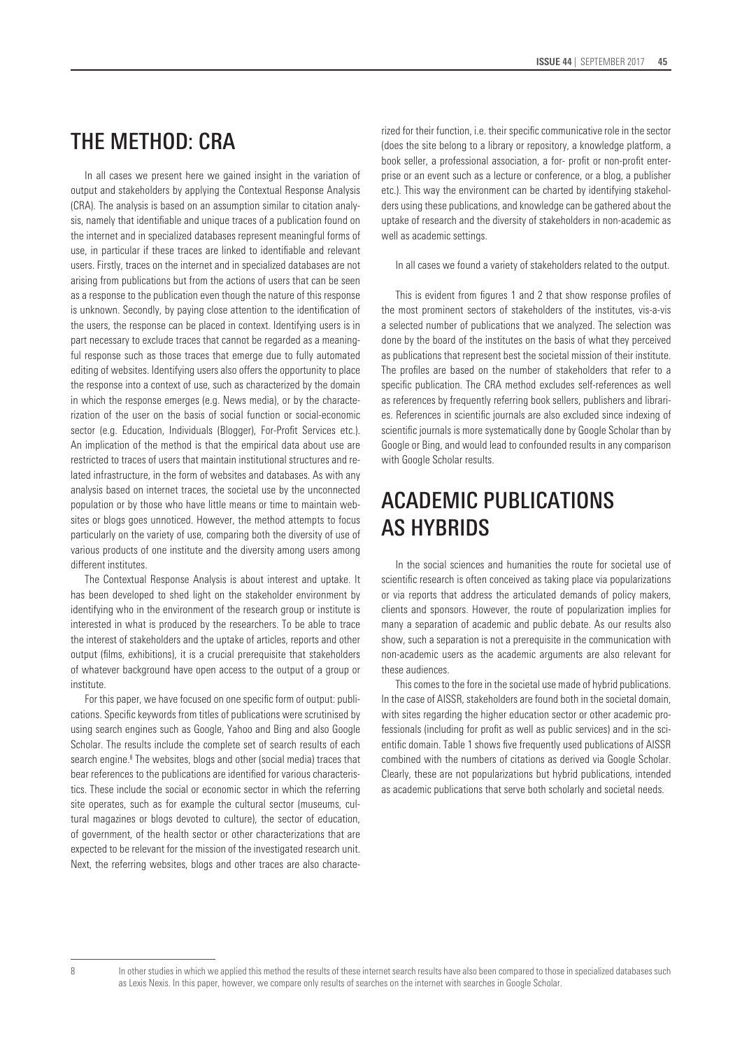## THE METHOD: CRA

In all cases we present here we gained insight in the variation of output and stakeholders by applying the Contextual Response Analysis (CRA). The analysis is based on an assumption similar to citation analysis, namely that identifiable and unique traces of a publication found on the internet and in specialized databases represent meaningful forms of use, in particular if these traces are linked to identifiable and relevant users. Firstly, traces on the internet and in specialized databases are not arising from publications but from the actions of users that can be seen as a response to the publication even though the nature of this response is unknown. Secondly, by paying close attention to the identification of the users, the response can be placed in context. Identifying users is in part necessary to exclude traces that cannot be regarded as a meaningful response such as those traces that emerge due to fully automated editing of websites. Identifying users also offers the opportunity to place the response into a context of use, such as characterized by the domain in which the response emerges (e.g. News media), or by the characterization of the user on the basis of social function or social-economic sector (e.g. Education, Individuals (Blogger), For-Profit Services etc.). An implication of the method is that the empirical data about use are restricted to traces of users that maintain institutional structures and related infrastructure, in the form of websites and databases. As with any analysis based on internet traces, the societal use by the unconnected population or by those who have little means or time to maintain websites or blogs goes unnoticed. However, the method attempts to focus particularly on the variety of use, comparing both the diversity of use of various products of one institute and the diversity among users among different institutes.

The Contextual Response Analysis is about interest and uptake. It has been developed to shed light on the stakeholder environment by identifying who in the environment of the research group or institute is interested in what is produced by the researchers. To be able to trace the interest of stakeholders and the uptake of articles, reports and other output (films, exhibitions), it is a crucial prerequisite that stakeholders of whatever background have open access to the output of a group or institute.

For this paper, we have focused on one specific form of output: publications. Specific keywords from titles of publications were scrutinised by using search engines such as Google, Yahoo and Bing and also Google Scholar. The results include the complete set of search results of each search engine.[8] The websites, blogs and other (social media) traces that bear references to the publications are identified for various characteristics. These include the social or economic sector in which the referring site operates, such as for example the cultural sector (museums, cultural magazines or blogs devoted to culture), the sector of education, of government, of the health sector or other characterizations that are expected to be relevant for the mission of the investigated research unit. Next, the referring websites, blogs and other traces are also characterized for their function, i.e. their specific communicative role in the sector (does the site belong to a library or repository, a knowledge platform, a book seller, a professional association, a for- profit or non-profit enterprise or an event such as a lecture or conference, or a blog, a publisher etc.). This way the environment can be charted by identifying stakeholders using these publications, and knowledge can be gathered about the uptake of research and the diversity of stakeholders in non-academic as well as academic settings.

In all cases we found a variety of stakeholders related to the output.

This is evident from figures 1 and 2 that show response profiles of the most prominent sectors of stakeholders of the institutes, vis-a-vis a selected number of publications that we analyzed. The selection was done by the board of the institutes on the basis of what they perceived as publications that represent best the societal mission of their institute. The profiles are based on the number of stakeholders that refer to a specific publication. The CRA method excludes self-references as well as references by frequently referring book sellers, publishers and libraries. References in scientific journals are also excluded since indexing of scientific journals is more systematically done by Google Scholar than by Google or Bing, and would lead to confounded results in any comparison with Google Scholar results.

## ACADEMIC PUBLICATIONS AS HYBRIDS

In the social sciences and humanities the route for societal use of scientific research is often conceived as taking place via popularizations or via reports that address the articulated demands of policy makers, clients and sponsors. However, the route of popularization implies for many a separation of academic and public debate. As our results also show, such a separation is not a prerequisite in the communication with non-academic users as the academic arguments are also relevant for these audiences.

This comes to the fore in the societal use made of hybrid publications. In the case of AISSR, stakeholders are found both in the societal domain, with sites regarding the higher education sector or other academic professionals (including for profit as well as public services) and in the scientific domain. Table 1 shows five frequently used publications of AISSR combined with the numbers of citations as derived via Google Scholar. Clearly, these are not popularizations but hybrid publications, intended as academic publications that serve both scholarly and societal needs.

---

8 In other studies in which we applied this method the results of these internet search results have also been compared to those in specialized databases such as Lexis Nexis. In this paper, however, we compare only results of searches on the internet with searches in Google Scholar.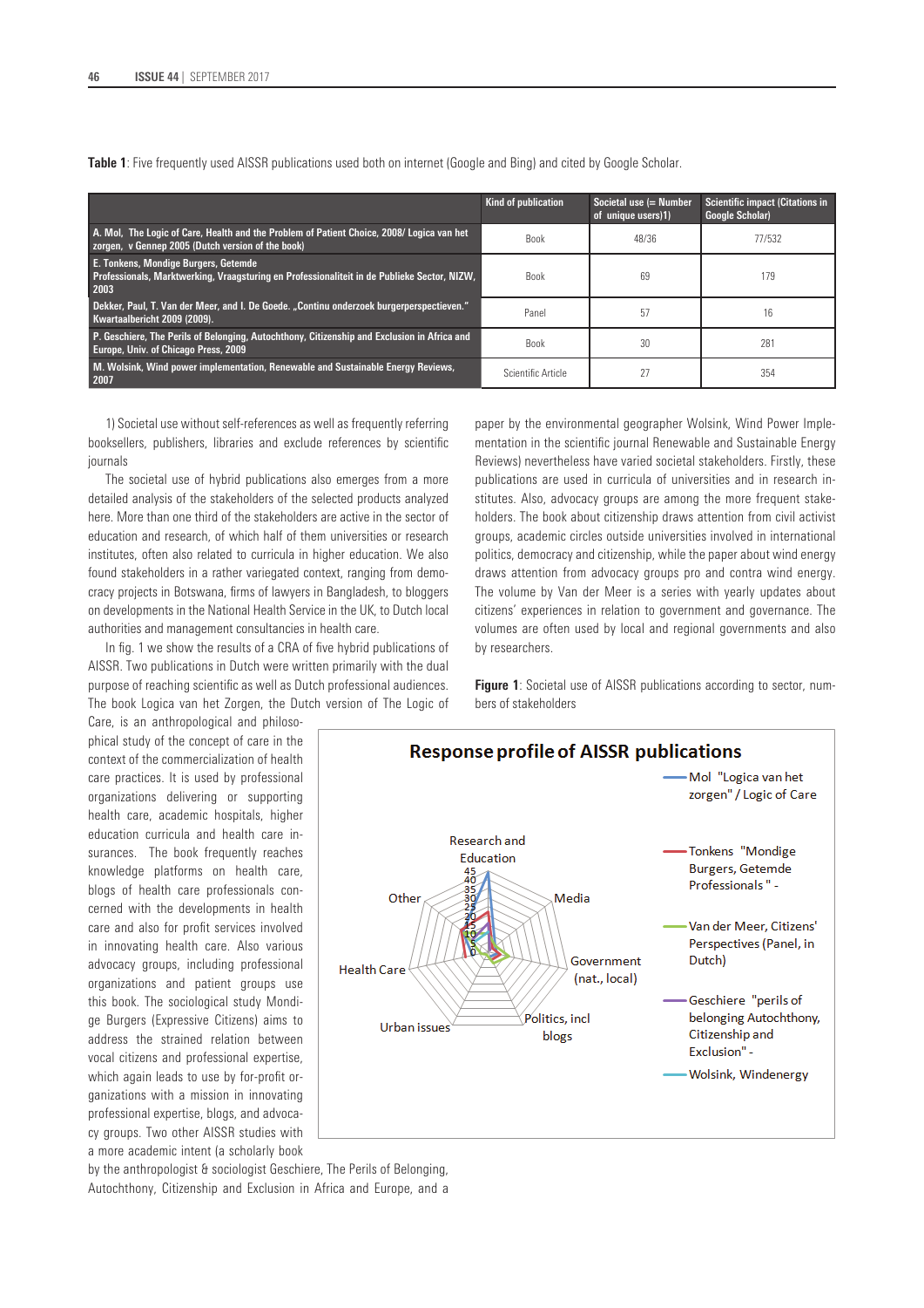**Table 1**: Five frequently used AISSR publications used both on internet (Google and Bing) and cited by Google Scholar.

| | Kind of publication | Societal use (= Number of unique users)1) | Scientific impact (Citations in Google Scholar) |
|---|---|---|---|
| A. Mol, The Logic of Care, Health and the Problem of Patient Choice, 2008/ Logica van het zorgen, v Gennep 2005 (Dutch version of the book) | Book | 48/36 | 77/532 |
| E. Tonkens, Mondige Burgers, Getemde Professionals, Marktwerking, Vraagsturing en Professionaliteit in de Publieke Sector, NIZW, 2003 | Book | 69 | 179 |
| Dekker, Paul, T. Van der Meer, and I. De Goede. „Continu onderzoek burgerperspectieven." Kwartaalbericht 2009 (2009). | Panel | 57 | 16 |
| P. Geschiere, The Perils of Belonging, Autochthony, Citizenship and Exclusion in Africa and Europe, Univ. of Chicago Press, 2009 | Book | 30 | 281 |
| M. Wolsink, Wind power implementation, Renewable and Sustainable Energy Reviews, 2007 | Scientific Article | 27 | 354 |

1) Societal use without self-references as well as frequently referring booksellers, publishers, libraries and exclude references by scientific journals

The societal use of hybrid publications also emerges from a more detailed analysis of the stakeholders of the selected products analyzed here. More than one third of the stakeholders are active in the sector of education and research, of which half of them universities or research institutes, often also related to curricula in higher education. We also found stakeholders in a rather variegated context, ranging from democracy projects in Botswana, firms of lawyers in Bangladesh, to bloggers on developments in the National Health Service in the UK, to Dutch local authorities and management consultancies in health care.

In fig. 1 we show the results of a CRA of five hybrid publications of AISSR. Two publications in Dutch were written primarily with the dual purpose of reaching scientific as well as Dutch professional audiences. The book Logica van het Zorgen, the Dutch version of The Logic of Care, is an anthropological and philosophical study of the concept of care in the context of the commercialization of health care practices. It is used by professional organizations delivering or supporting health care, academic hospitals, higher education curricula and health care insurances. The book frequently reaches knowledge platforms on health care, blogs of health care professionals concerned with the developments in health care and also for profit services involved in innovating health care. Also various advocacy groups, including professional organizations and patient groups use this book. The sociological study Mondige Burgers (Expressive Citizens) aims to address the strained relation between vocal citizens and professional expertise, which again leads to use by for-profit organizations with a mission in innovating professional expertise, blogs, and advocacy groups. Two other AISSR studies with a more academic intent (a scholarly book by the anthropologist & sociologist Geschiere, The Perils of Belonging, Autochthony, Citizenship and Exclusion in Africa and Europe, and a paper by the environmental geographer Wolsink, Wind Power Implementation in the scientific journal Renewable and Sustainable Energy Reviews) nevertheless have varied societal stakeholders. Firstly, these publications are used in curricula of universities and in research institutes. Also, advocacy groups are among the more frequent stakeholders. The book about citizenship draws attention from civil activist groups, academic circles outside universities involved in international politics, democracy and citizenship, while the paper about wind energy draws attention from advocacy groups pro and contra wind energy. The volume by Van der Meer is a series with yearly updates about citizens' experiences in relation to government and governance. The volumes are often used by local and regional governments and also by researchers.

**Figure 1**: Societal use of AISSR publications according to sector, numbers of stakeholders

Response profile of AISSR publications

Research and Education
Media
Government (nat., local)
Politics, incl blogs
Urban issues
Health Care
Other

45
40
35
30
25
20
15
10
5
0

Mol "Logica van het zorgen" / Logic of Care
Tonkens "Mondige Burgers, Getemde Professionals" -
Van der Meer, Citizens' Perspectives (Panel, in Dutch)
Geschiere "perils of belonging Autochthony, Citizenship and Exclusion" -
Wolsink, Windenergy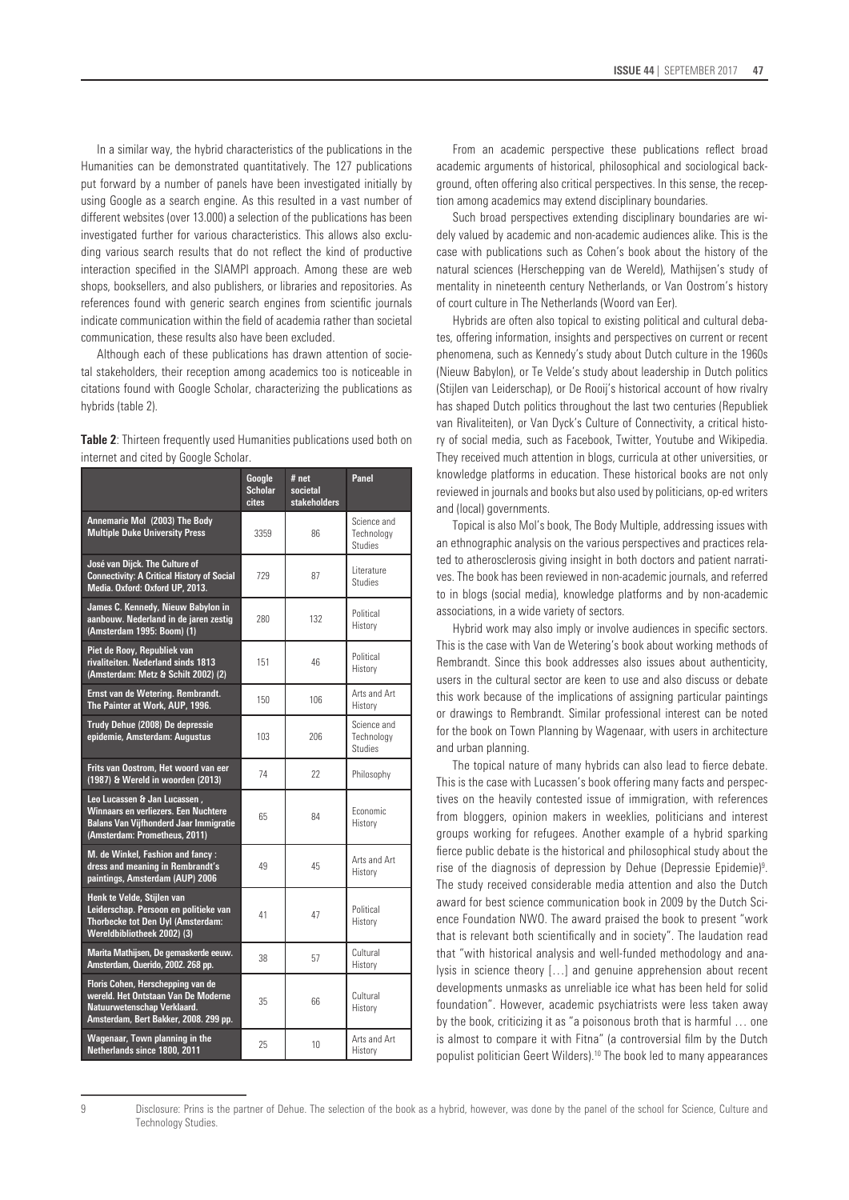In a similar way, the hybrid characteristics of the publications in the Humanities can be demonstrated quantitatively. The 127 publications put forward by a number of panels have been investigated initially by using Google as a search engine. As this resulted in a vast number of different websites (over 13.000) a selection of the publications has been investigated further for various characteristics. This allows also excluding various search results that do not reflect the kind of productive interaction specified in the SIAMPI approach. Among these are web shops, booksellers, and also publishers, or libraries and repositories. As references found with generic search engines from scientific journals indicate communication within the field of academia rather than societal communication, these results also have been excluded.

Although each of these publications has drawn attention of societal stakeholders, their reception among academics too is noticeable in citations found with Google Scholar, characterizing the publications as hybrids (table 2).

**Table 2**: Thirteen frequently used Humanities publications used both on internet and cited by Google Scholar.

| | Google Scholar cites | # net societal stakeholders | Panel |
|---|---|---|---|
| **Annemarie Mol (2003) The Body Multiple Duke University Press** | 3359 | 86 | Science and Technology Studies |
| **José van Dijck. The Culture of Connectivity: A Critical History of Social Media. Oxford: Oxford UP, 2013.** | 729 | 87 | Literature Studies |
| **James C. Kennedy, Nieuw Babylon in aanbouw. Nederland in de jaren zestig (Amsterdam 1995: Boom) (1)** | 280 | 132 | Political History |
| **Piet de Rooy, Republiek van rivaliteiten. Nederland sinds 1813 (Amsterdam: Metz & Schilt 2002) (2)** | 151 | 46 | Political History |
| **Ernst van de Wetering. Rembrandt. The Painter at Work, AUP, 1996.** | 150 | 106 | Arts and Art History |
| **Trudy Dehue (2008) De depressie epidemie, Amsterdam: Augustus** | 103 | 206 | Science and Technology Studies |
| **Frits van Oostrom, Het woord van eer (1987) & Wereld in woorden (2013)** | 74 | 22 | Philosophy |
| **Leo Lucassen & Jan Lucassen , Winnaars en verliezers. Een Nuchtere Balans Van Vijfhonderd Jaar Immigratie (Amsterdam: Prometheus, 2011)** | 65 | 84 | Economic History |
| **M. de Winkel, Fashion and fancy : dress and meaning in Rembrandt's paintings, Amsterdam (AUP) 2006** | 49 | 45 | Arts and Art History |
| **Henk te Velde, Stijlen van Leiderschap. Persoon en politieke van Thorbecke tot Den Uyl (Amsterdam: Wereldbibliotheek 2002) (3)** | 41 | 47 | Political History |
| **Marita Mathijsen, De gemaskerde eeuw. Amsterdam, Querido, 2002. 268 pp.** | 38 | 57 | Cultural History |
| **Floris Cohen, Herschepping van de wereld. Het Ontstaan Van De Moderne Natuurwetenschap Verklaard. Amsterdam, Bert Bakker, 2008. 299 pp.** | 35 | 66 | Cultural History |
| **Wagenaar, Town planning in the Netherlands since 1800, 2011** | 25 | 10 | Arts and Art History |

From an academic perspective these publications reflect broad academic arguments of historical, philosophical and sociological background, often offering also critical perspectives. In this sense, the reception among academics may extend disciplinary boundaries.

Such broad perspectives extending disciplinary boundaries are widely valued by academic and non-academic audiences alike. This is the case with publications such as Cohen's book about the history of the natural sciences (Herschepping van de Wereld), Mathijsen's study of mentality in nineteenth century Netherlands, or Van Oostrom's history of court culture in The Netherlands (Woord van Eer).

Hybrids are often also topical to existing political and cultural debates, offering information, insights and perspectives on current or recent phenomena, such as Kennedy's study about Dutch culture in the 1960s (Nieuw Babylon), or Te Velde's study about leadership in Dutch politics (Stijlen van Leiderschap), or De Rooij's historical account of how rivalry has shaped Dutch politics throughout the last two centuries (Republiek van Rivaliteiten), or Van Dyck's Culture of Connectivity, a critical history of social media, such as Facebook, Twitter, Youtube and Wikipedia. They received much attention in blogs, curricula at other universities, or knowledge platforms in education. These historical books are not only reviewed in journals and books but also used by politicians, op-ed writers and (local) governments.

Topical is also Mol's book, The Body Multiple, addressing issues with an ethnographic analysis on the various perspectives and practices related to atherosclerosis giving insight in both doctors and patient narratives. The book has been reviewed in non-academic journals, and referred to in blogs (social media), knowledge platforms and by non-academic associations, in a wide variety of sectors.

Hybrid work may also imply or involve audiences in specific sectors. This is the case with Van de Wetering's book about working methods of Rembrandt. Since this book addresses also issues about authenticity, users in the cultural sector are keen to use and also discuss or debate this work because of the implications of assigning particular paintings or drawings to Rembrandt. Similar professional interest can be noted for the book on Town Planning by Wagenaar, with users in architecture and urban planning.

The topical nature of many hybrids can also lead to fierce debate. This is the case with Lucassen's book offering many facts and perspectives on the heavily contested issue of immigration, with references from bloggers, opinion makers in weeklies, politicians and interest groups working for refugees. Another example of a hybrid sparking fierce public debate is the historical and philosophical study about the rise of the diagnosis of depression by Dehue (Depressie Epidemie)[9]. The study received considerable media attention and also the Dutch award for best science communication book in 2009 by the Dutch Science Foundation NWO. The award praised the book to present "work that is relevant both scientifically and in society". The laudation read that "with historical analysis and well-funded methodology and analysis in science theory […] and genuine apprehension about recent developments unmasks as unreliable ice what has been held for solid foundation". However, academic psychiatrists were less taken away by the book, criticizing it as "a poisonous broth that is harmful … one is almost to compare it with Fitna" (a controversial film by the Dutch populist politician Geert Wilders).[10] The book led to many appearances

9 Disclosure: Prins is the partner of Dehue. The selection of the book as a hybrid, however, was done by the panel of the school for Science, Culture and Technology Studies.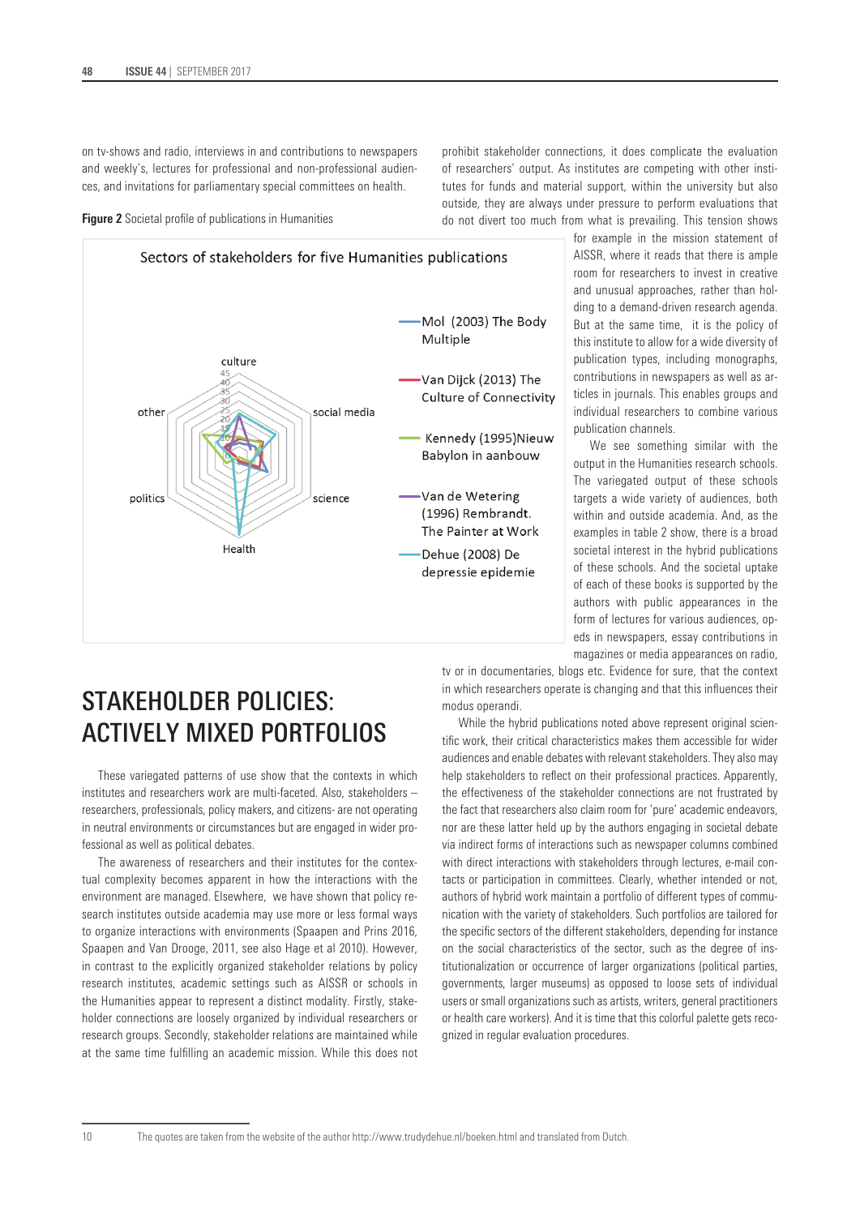on tv-shows and radio, interviews in and contributions to newspapers and weekly's, lectures for professional and non-professional audiences, and invitations for parliamentary special committees on health.

**Figure 2** Societal profile of publications in Humanities

Sectors of stakeholders for five Humanities publications

culture
social media
science
Health
politics
other

45
40
35
30
25
20
15
10
5
0

Mol (2003) The Body Multiple
Van Dijck (2013) The Culture of Connectivity
Kennedy (1995)Nieuw Babylon in aanbouw
Van de Wetering (1996) Rembrandt. The Painter at Work
Dehue (2008) De depressie epidemie

## STAKEHOLDER POLICIES: ACTIVELY MIXED PORTFOLIOS

These variegated patterns of use show that the contexts in which institutes and researchers work are multi-faceted. Also, stakeholders – researchers, professionals, policy makers, and citizens- are not operating in neutral environments or circumstances but are engaged in wider professional as well as political debates.

The awareness of researchers and their institutes for the contextual complexity becomes apparent in how the interactions with the environment are managed. Elsewhere, we have shown that policy research institutes outside academia may use more or less formal ways to organize interactions with environments (Spaapen and Prins 2016, Spaapen and Van Drooge, 2011, see also Hage et al 2010). However, in contrast to the explicitly organized stakeholder relations by policy research institutes, academic settings such as AISSR or schools in the Humanities appear to represent a distinct modality. Firstly, stakeholder connections are loosely organized by individual researchers or research groups. Secondly, stakeholder relations are maintained while at the same time fulfilling an academic mission. While this does not prohibit stakeholder connections, it does complicate the evaluation of researchers' output. As institutes are competing with other institutes for funds and material support, within the university but also outside, they are always under pressure to perform evaluations that do not divert too much from what is prevailing. This tension shows for example in the mission statement of AISSR, where it reads that there is ample room for researchers to invest in creative and unusual approaches, rather than holding to a demand-driven research agenda. But at the same time, it is the policy of this institute to allow for a wide diversity of publication types, including monographs, contributions in newspapers as well as articles in journals. This enables groups and individual researchers to combine various publication channels.

We see something similar with the output in the Humanities research schools. The variegated output of these schools targets a wide variety of audiences, both within and outside academia. And, as the examples in table 2 show, there is a broad societal interest in the hybrid publications of these schools. And the societal uptake of each of these books is supported by the authors with public appearances in the form of lectures for various audiences, op-eds in newspapers, essay contributions in magazines or media appearances on radio, tv or in documentaries, blogs etc. Evidence for sure, that the context in which researchers operate is changing and that this influences their modus operandi.

While the hybrid publications noted above represent original scientific work, their critical characteristics makes them accessible for wider audiences and enable debates with relevant stakeholders. They also may help stakeholders to reflect on their professional practices. Apparently, the effectiveness of the stakeholder connections are not frustrated by the fact that researchers also claim room for 'pure' academic endeavors, nor are these latter held up by the authors engaging in societal debate via indirect forms of interactions such as newspaper columns combined with direct interactions with stakeholders through lectures, e-mail contacts or participation in committees. Clearly, whether intended or not, authors of hybrid work maintain a portfolio of different types of communication with the variety of stakeholders. Such portfolios are tailored for the specific sectors of the different stakeholders, depending for instance on the social characteristics of the sector, such as the degree of institutionalization or occurrence of larger organizations (political parties, governments, larger museums) as opposed to loose sets of individual users or small organizations such as artists, writers, general practitioners or health care workers). And it is time that this colorful palette gets recognized in regular evaluation procedures.

---

10 The quotes are taken from the website of the author http://www.trudydehue.nl/boeken.html and translated from Dutch.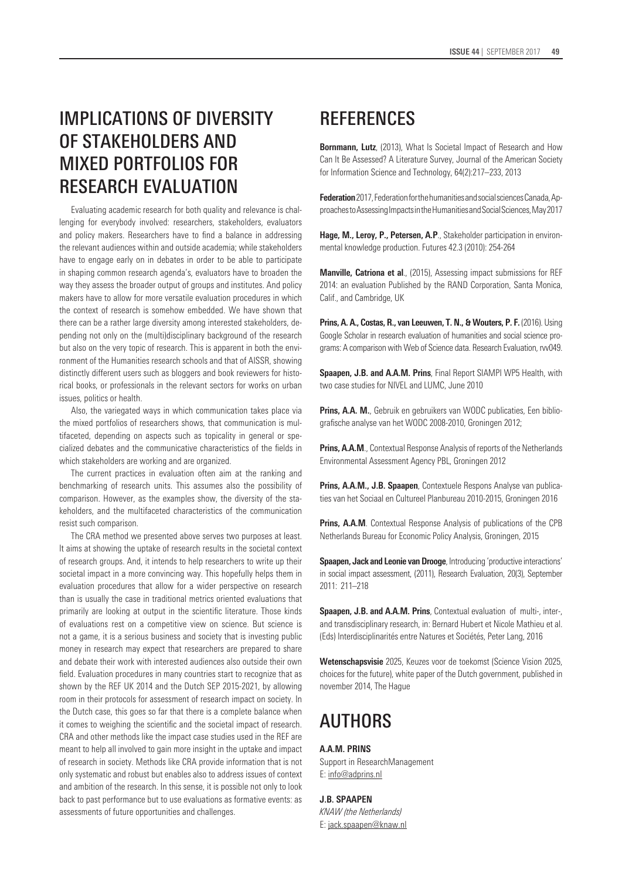## IMPLICATIONS OF DIVERSITY OF STAKEHOLDERS AND MIXED PORTFOLIOS FOR RESEARCH EVALUATION

Evaluating academic research for both quality and relevance is challenging for everybody involved: researchers, stakeholders, evaluators and policy makers. Researchers have to find a balance in addressing the relevant audiences within and outside academia; while stakeholders have to engage early on in debates in order to be able to participate in shaping common research agenda's, evaluators have to broaden the way they assess the broader output of groups and institutes. And policy makers have to allow for more versatile evaluation procedures in which the context of research is somehow embedded. We have shown that there can be a rather large diversity among interested stakeholders, depending not only on the (multi)disciplinary background of the research but also on the very topic of research. This is apparent in both the environment of the Humanities research schools and that of AISSR, showing distinctly different users such as bloggers and book reviewers for historical books, or professionals in the relevant sectors for works on urban issues, politics or health.

Also, the variegated ways in which communication takes place via the mixed portfolios of researchers shows, that communication is multifaceted, depending on aspects such as topicality in general or specialized debates and the communicative characteristics of the fields in which stakeholders are working and are organized.

The current practices in evaluation often aim at the ranking and benchmarking of research units. This assumes also the possibility of comparison. However, as the examples show, the diversity of the stakeholders, and the multifaceted characteristics of the communication resist such comparison.

The CRA method we presented above serves two purposes at least. It aims at showing the uptake of research results in the societal context of research groups. And, it intends to help researchers to write up their societal impact in a more convincing way. This hopefully helps them in evaluation procedures that allow for a wider perspective on research than is usually the case in traditional metrics oriented evaluations that primarily are looking at output in the scientific literature. Those kinds of evaluations rest on a competitive view on science. But science is not a game, it is a serious business and society that is investing public money in research may expect that researchers are prepared to share and debate their work with interested audiences also outside their own field. Evaluation procedures in many countries start to recognize that as shown by the REF UK 2014 and the Dutch SEP 2015-2021, by allowing room in their protocols for assessment of research impact on society. In the Dutch case, this goes so far that there is a complete balance when it comes to weighing the scientific and the societal impact of research. CRA and other methods like the impact case studies used in the REF are meant to help all involved to gain more insight in the uptake and impact of research in society. Methods like CRA provide information that is not only systematic and robust but enables also to address issues of context and ambition of the research. In this sense, it is possible not only to look back to past performance but to use evaluations as formative events: as assessments of future opportunities and challenges.

## REFERENCES

**Bornmann, Lutz**, (2013), What Is Societal Impact of Research and How Can It Be Assessed? A Literature Survey, Journal of the American Society for Information Science and Technology, 64(2):217–233, 2013

**Federation** 2017, Federation for the humanities and social sciences Canada, Approaches to Assessing Impacts in the Humanities and Social Sciences, May 2017

**Hage, M., Leroy, P., Petersen, A.P**., Stakeholder participation in environmental knowledge production. Futures 42.3 (2010): 254-264

**Manville, Catriona et al**., (2015), Assessing impact submissions for REF 2014: an evaluation Published by the RAND Corporation, Santa Monica, Calif., and Cambridge, UK

**Prins, A. A., Costas, R., van Leeuwen, T. N., & Wouters, P. F.** (2016). Using Google Scholar in research evaluation of humanities and social science programs: A comparison with Web of Science data. Research Evaluation, rvv049.

**Spaapen, J.B. and A.A.M. Prins**, Final Report SIAMPI WP5 Health, with two case studies for NIVEL and LUMC, June 2010

**Prins, A.A. M.**, Gebruik en gebruikers van WODC publicaties, Een bibliografische analyse van het WODC 2008-2010, Groningen 2012;

**Prins, A.A.M**., Contextual Response Analysis of reports of the Netherlands Environmental Assessment Agency PBL, Groningen 2012

**Prins, A.A.M., J.B. Spaapen**, Contextuele Respons Analyse van publicaties van het Sociaal en Cultureel Planbureau 2010-2015, Groningen 2016

**Prins, A.A.M**. Contextual Response Analysis of publications of the CPB Netherlands Bureau for Economic Policy Analysis, Groningen, 2015

**Spaapen, Jack and Leonie van Drooge**, Introducing 'productive interactions' in social impact assessment, (2011), Research Evaluation, 20(3), September 2011: 211–218

**Spaapen, J.B. and A.A.M. Prins**, Contextual evaluation of multi-, inter-, and transdisciplinary research, in: Bernard Hubert et Nicole Mathieu et al. (Eds) Interdisciplinarités entre Natures et Sociétés, Peter Lang, 2016

**Wetenschapsvisie** 2025, Keuzes voor de toekomst (Science Vision 2025, choices for the future), white paper of the Dutch government, published in november 2014, The Hague

## AUTHORS

**A.A.M. PRINS**
Support in ResearchManagement
E: info@adprins.nl

**J.B. SPAAPEN**
*KNAW (the Netherlands)*
E: jack.spaapen@knaw.nl